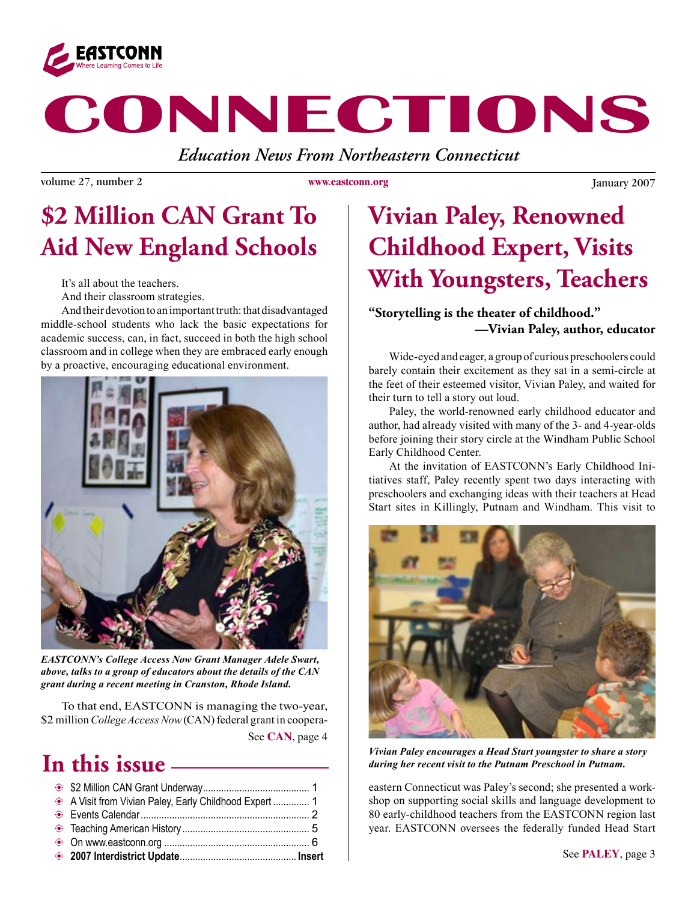EASTCONN
Where Learning Comes to Life

# CONNECTIONS

*Education News From Northeastern Connecticut*

volume 27, number 2 www.eastconn.org January 2007

## $2 Million CAN Grant To Aid New England Schools

It's all about the teachers.

And their classroom strategies.

And their devotion to an important truth: that disadvantaged middle-school students who lack the basic expectations for academic success, can, in fact, succeed in both the high school classroom and in college when they are embraced early enough by a proactive, encouraging educational environment.

***EASTCONN's College Access Now Grant Manager Adele Swart, above, talks to a group of educators about the details of the CAN grant during a recent meeting in Cranston, Rhode Island.***

To that end, EASTCONN is managing the two-year, $2 million *College Access Now* (CAN) federal grant in coopera-

See **CAN**, page 4

## In this issue

- $2 Million CAN Grant Underway ........................................ 1
- A Visit from Vivian Paley, Early Childhood Expert .............. 1
- Events Calendar ................................................................ 2
- Teaching American History ................................................ 5
- On www.eastconn.org ....................................................... 6
- **2007 Interdistrict Update............................................ Insert**

## Vivian Paley, Renowned Childhood Expert, Visits With Youngsters, Teachers

**"Storytelling is the theater of childhood."**
**—Vivian Paley, author, educator**

Wide-eyed and eager, a group of curious preschoolers could barely contain their excitement as they sat in a semi-circle at the feet of their esteemed visitor, Vivian Paley, and waited for their turn to tell a story out loud.

Paley, the world-renowned early childhood educator and author, had already visited with many of the 3- and 4-year-olds before joining their story circle at the Windham Public School Early Childhood Center.

At the invitation of EASTCONN's Early Childhood Initiatives staff, Paley recently spent two days interacting with preschoolers and exchanging ideas with their teachers at Head Start sites in Killingly, Putnam and Windham. This visit to eastern Connecticut was Paley's second; she presented a workshop on supporting social skills and language development to 80 early-childhood teachers from the EASTCONN region last year. EASTCONN oversees the federally funded Head Start

***Vivian Paley encourages a Head Start youngster to share a story during her recent visit to the Putnam Preschool in Putnam.***

See **PALEY**, page 3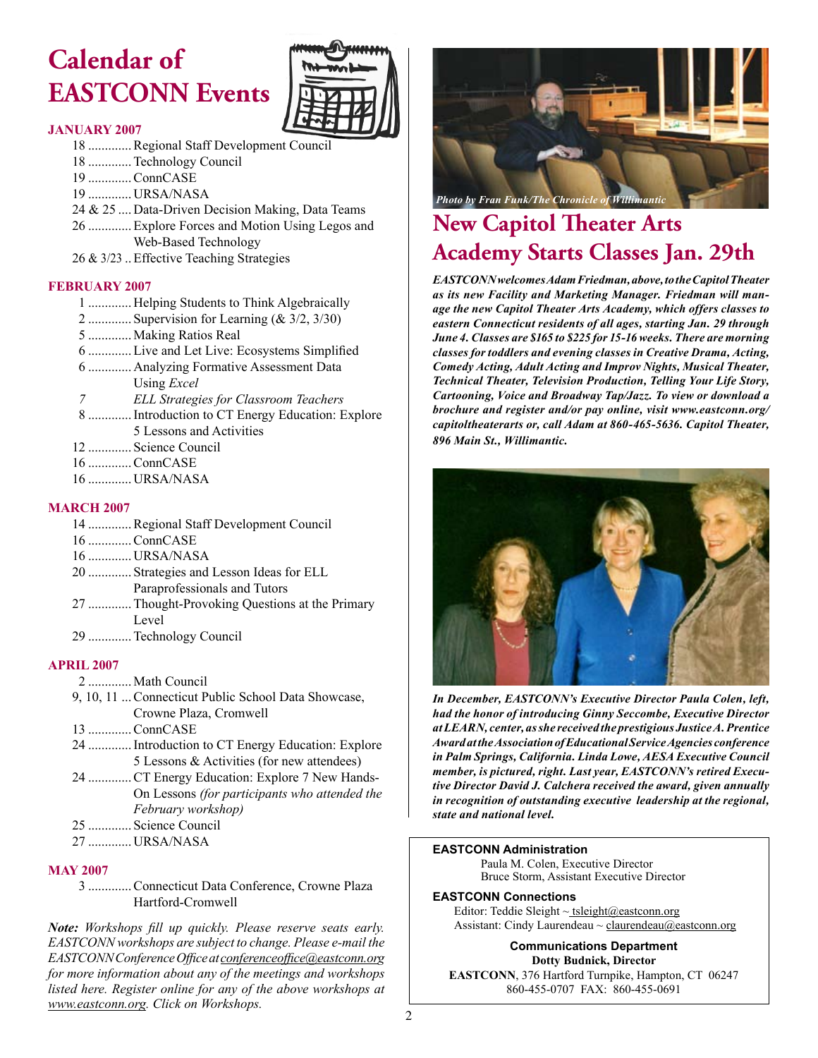# Calendar of EASTCONN Events

### JANUARY 2007

- 18 ............. Regional Staff Development Council
- 18 ............. Technology Council
- 19 ............. ConnCASE
- 19 ............. URSA/NASA
- 24 & 25 .... Data-Driven Decision Making, Data Teams
- 26 ............. Explore Forces and Motion Using Legos and Web-Based Technology
- 26 & 3/23 .. Effective Teaching Strategies

### FEBRUARY 2007

- 1 ............. Helping Students to Think Algebraically
- 2 ............. Supervision for Learning (& 3/2, 3/30)
- 5 ............. Making Ratios Real
- 6 ............. Live and Let Live: Ecosystems Simplified
- 6 ............. Analyzing Formative Assessment Data Using *Excel*
- *7 ELL Strategies for Classroom Teachers*
- 8 ............. Introduction to CT Energy Education: Explore 5 Lessons and Activities
- 12 ............. Science Council
- 16 ............. ConnCASE
- 16 ............. URSA/NASA

### MARCH 2007

- 14 ............. Regional Staff Development Council
- 16 ............. ConnCASE
- 16 ............. URSA/NASA
- 20 ............. Strategies and Lesson Ideas for ELL Paraprofessionals and Tutors
- 27 ............. Thought-Provoking Questions at the Primary Level
- 29 ............. Technology Council

### APRIL 2007

- 2 ............. Math Council
- 9, 10, 11 ... Connecticut Public School Data Showcase, Crowne Plaza, Cromwell
- 13 ............. ConnCASE
- 24 ............. Introduction to CT Energy Education: Explore 5 Lessons & Activities (for new attendees)
- 24 ............. CT Energy Education: Explore 7 New Hands-On Lessons *(for participants who attended the February workshop)*
- 25 ............. Science Council
- 27 ............. URSA/NASA

### MAY 2007

- 3 ............. Connecticut Data Conference, Crowne Plaza Hartford-Cromwell

***Note:*** *Workshops fill up quickly. Please reserve seats early. EASTCONN workshops are subject to change. Please e-mail the EASTCONN Conference Office at conferenceoffice@eastconn.org for more information about any of the meetings and workshops listed here. Register online for any of the above workshops at www.eastconn.org. Click on Workshops.*

*Photo by Fran Funk/The Chronicle of Willimantic*

## New Capitol Theater Arts Academy Starts Classes Jan. 29th

***EASTCONN welcomes Adam Friedman, above, to the Capitol Theater as its new Facility and Marketing Manager. Friedman will manage the new Capitol Theater Arts Academy, which offers classes to eastern Connecticut residents of all ages, starting Jan. 29 through June 4. Classes are $165 to $225 for 15-16 weeks. There are morning classes for toddlers and evening classes in Creative Drama, Acting, Comedy Acting, Adult Acting and Improv Nights, Musical Theater, Technical Theater, Television Production, Telling Your Life Story, Cartooning, Voice and Broadway Tap/Jazz. To view or download a brochure and register and/or pay online, visit www.eastconn.org/capitoltheaterarts or, call Adam at 860-465-5636. Capitol Theater, 896 Main St., Willimantic.***

***In December, EASTCONN's Executive Director Paula Colen, left, had the honor of introducing Ginny Seccombe, Executive Director at LEARN, center, as she received the prestigious Justice A. Prentice Award at the Association of Educational Service Agencies conference in Palm Springs, California. Linda Lowe, AESA Executive Council member, is pictured, right. Last year, EASTCONN's retired Executive Director David J. Calchera received the award, given annually in recognition of outstanding executive leadership at the regional, state and national level.***

**EASTCONN Administration**
Paula M. Colen, Executive Director
Bruce Storm, Assistant Executive Director

**EASTCONN Connections**
Editor: Teddie Sleight ~ tsleight@eastconn.org
Assistant: Cindy Laurendeau ~ claurendeau@eastconn.org

**Communications Department**
**Dotty Budnick, Director**
**EASTCONN**, 376 Hartford Turnpike, Hampton, CT 06247
860-455-0707 FAX: 860-455-0691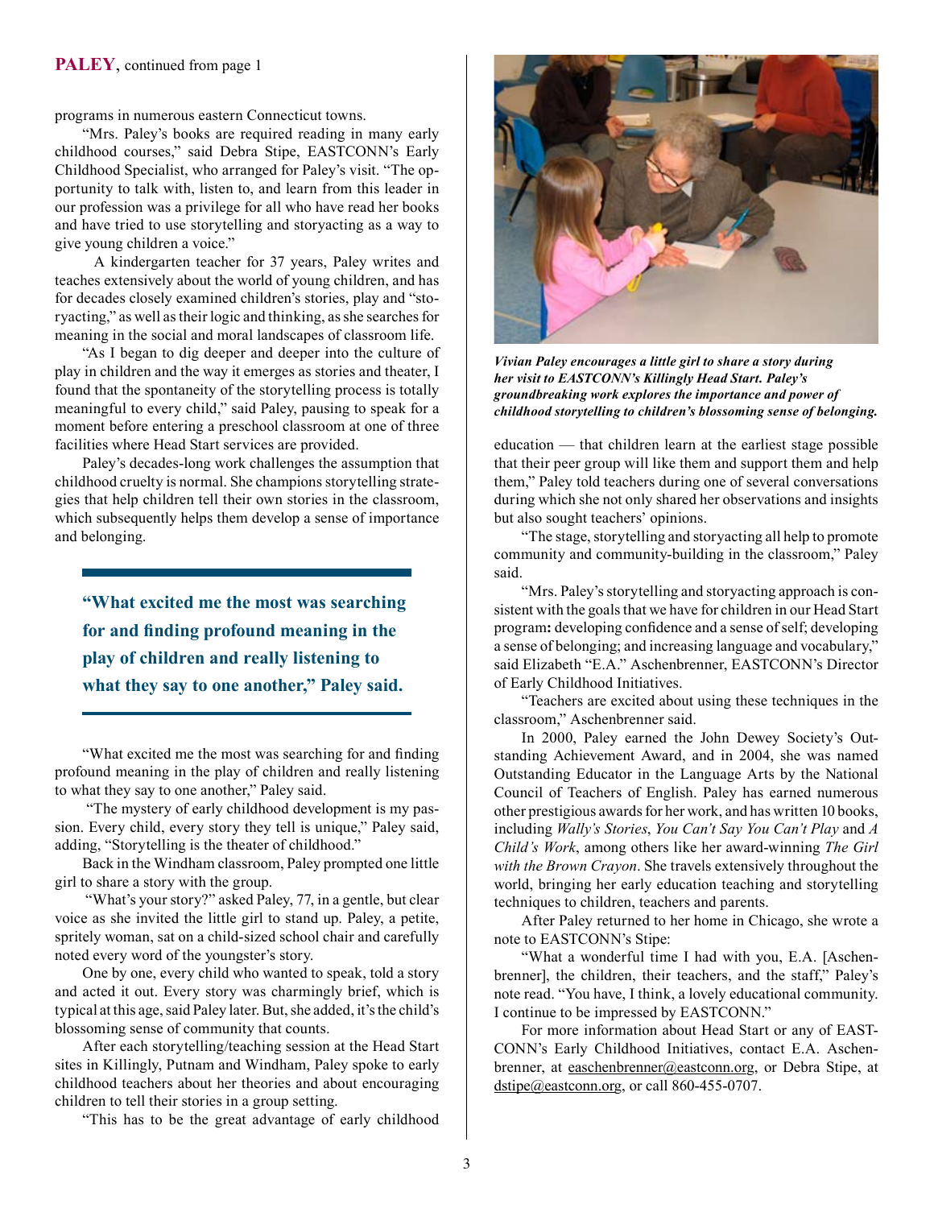**PALEY**, continued from page 1

programs in numerous eastern Connecticut towns.

"Mrs. Paley's books are required reading in many early childhood courses," said Debra Stipe, EASTCONN's Early Childhood Specialist, who arranged for Paley's visit. "The opportunity to talk with, listen to, and learn from this leader in our profession was a privilege for all who have read her books and have tried to use storytelling and storyacting as a way to give young children a voice."

A kindergarten teacher for 37 years, Paley writes and teaches extensively about the world of young children, and has for decades closely examined children's stories, play and "storyacting," as well as their logic and thinking, as she searches for meaning in the social and moral landscapes of classroom life.

"As I began to dig deeper and deeper into the culture of play in children and the way it emerges as stories and theater, I found that the spontaneity of the storytelling process is totally meaningful to every child," said Paley, pausing to speak for a moment before entering a preschool classroom at one of three facilities where Head Start services are provided.

Paley's decades-long work challenges the assumption that childhood cruelty is normal. She champions storytelling strategies that help children tell their own stories in the classroom, which subsequently helps them develop a sense of importance and belonging.

> **"What excited me the most was searching for and finding profound meaning in the play of children and really listening to what they say to one another," Paley said.**

"What excited me the most was searching for and finding profound meaning in the play of children and really listening to what they say to one another," Paley said.

"The mystery of early childhood development is my passion. Every child, every story they tell is unique," Paley said, adding, "Storytelling is the theater of childhood."

Back in the Windham classroom, Paley prompted one little girl to share a story with the group.

"What's your story?" asked Paley, 77, in a gentle, but clear voice as she invited the little girl to stand up. Paley, a petite, spritely woman, sat on a child-sized school chair and carefully noted every word of the youngster's story.

One by one, every child who wanted to speak, told a story and acted it out. Every story was charmingly brief, which is typical at this age, said Paley later. But, she added, it's the child's blossoming sense of community that counts.

After each storytelling/teaching session at the Head Start sites in Killingly, Putnam and Windham, Paley spoke to early childhood teachers about her theories and about encouraging children to tell their stories in a group setting.

"This has to be the great advantage of early childhood education — that children learn at the earliest stage possible that their peer group will like them and support them and help them," Paley told teachers during one of several conversations during which she not only shared her observations and insights but also sought teachers' opinions.

*Vivian Paley encourages a little girl to share a story during her visit to EASTCONN's Killingly Head Start. Paley's groundbreaking work explores the importance and power of childhood storytelling to children's blossoming sense of belonging.*

"The stage, storytelling and storyacting all help to promote community and community-building in the classroom," Paley said.

"Mrs. Paley's storytelling and storyacting approach is consistent with the goals that we have for children in our Head Start program**:** developing confidence and a sense of self; developing a sense of belonging; and increasing language and vocabulary," said Elizabeth "E.A." Aschenbrenner, EASTCONN's Director of Early Childhood Initiatives.

"Teachers are excited about using these techniques in the classroom," Aschenbrenner said.

In 2000, Paley earned the John Dewey Society's Outstanding Achievement Award, and in 2004, she was named Outstanding Educator in the Language Arts by the National Council of Teachers of English. Paley has earned numerous other prestigious awards for her work, and has written 10 books, including *Wally's Stories*, *You Can't Say You Can't Play* and *A Child's Work*, among others like her award-winning *The Girl with the Brown Crayon*. She travels extensively throughout the world, bringing her early education teaching and storytelling techniques to children, teachers and parents.

After Paley returned to her home in Chicago, she wrote a note to EASTCONN's Stipe:

"What a wonderful time I had with you, E.A. [Aschenbrenner], the children, their teachers, and the staff," Paley's note read. "You have, I think, a lovely educational community. I continue to be impressed by EASTCONN."

For more information about Head Start or any of EASTCONN's Early Childhood Initiatives, contact E.A. Aschenbrenner, at easchenbrenner@eastconn.org, or Debra Stipe, at dstipe@eastconn.org, or call 860-455-0707.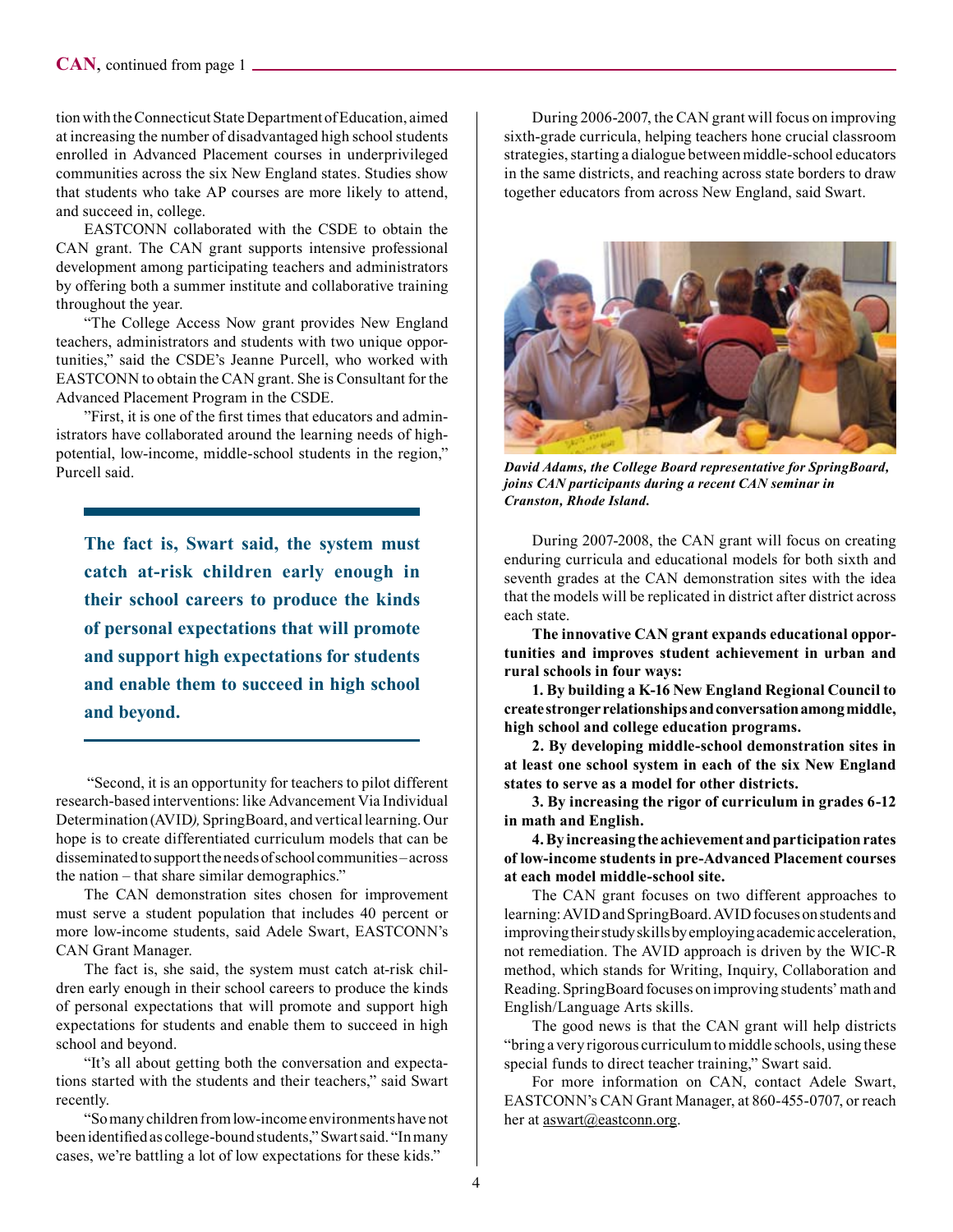**CAN**, continued from page 1

tion with the Connecticut State Department of Education, aimed at increasing the number of disadvantaged high school students enrolled in Advanced Placement courses in underprivileged communities across the six New England states. Studies show that students who take AP courses are more likely to attend, and succeed in, college.

EASTCONN collaborated with the CSDE to obtain the CAN grant. The CAN grant supports intensive professional development among participating teachers and administrators by offering both a summer institute and collaborative training throughout the year.

"The College Access Now grant provides New England teachers, administrators and students with two unique opportunities," said the CSDE's Jeanne Purcell, who worked with EASTCONN to obtain the CAN grant. She is Consultant for the Advanced Placement Program in the CSDE.

"First, it is one of the first times that educators and administrators have collaborated around the learning needs of high-potential, low-income, middle-school students in the region," Purcell said.

**The fact is, Swart said, the system must catch at-risk children early enough in their school careers to produce the kinds of personal expectations that will promote and support high expectations for students and enable them to succeed in high school and beyond.**

"Second, it is an opportunity for teachers to pilot different research-based interventions: like Advancement Via Individual Determination (AVID*)*, SpringBoard, and vertical learning. Our hope is to create differentiated curriculum models that can be disseminated to support the needs of school communities – across the nation – that share similar demographics."

The CAN demonstration sites chosen for improvement must serve a student population that includes 40 percent or more low-income students, said Adele Swart, EASTCONN's CAN Grant Manager.

The fact is, she said, the system must catch at-risk children early enough in their school careers to produce the kinds of personal expectations that will promote and support high expectations for students and enable them to succeed in high school and beyond.

"It's all about getting both the conversation and expectations started with the students and their teachers," said Swart recently.

"So many children from low-income environments have not been identified as college-bound students," Swart said. "In many cases, we're battling a lot of low expectations for these kids."

During 2006-2007, the CAN grant will focus on improving sixth-grade curricula, helping teachers hone crucial classroom strategies, starting a dialogue between middle-school educators in the same districts, and reaching across state borders to draw together educators from across New England, said Swart.

***David Adams, the College Board representative for SpringBoard, joins CAN participants during a recent CAN seminar in Cranston, Rhode Island.***

During 2007-2008, the CAN grant will focus on creating enduring curricula and educational models for both sixth and seventh grades at the CAN demonstration sites with the idea that the models will be replicated in district after district across each state.

**The innovative CAN grant expands educational opportunities and improves student achievement in urban and rural schools in four ways:**

**1. By building a K-16 New England Regional Council to create stronger relationships and conversation among middle, high school and college education programs.**

**2. By developing middle-school demonstration sites in at least one school system in each of the six New England states to serve as a model for other districts.**

**3. By increasing the rigor of curriculum in grades 6-12 in math and English.**

**4. By increasing the achievement and participation rates of low-income students in pre-Advanced Placement courses at each model middle-school site.**

The CAN grant focuses on two different approaches to learning: AVID and SpringBoard. AVID focuses on students and improving their study skills by employing academic acceleration, not remediation. The AVID approach is driven by the WIC-R method, which stands for Writing, Inquiry, Collaboration and Reading. SpringBoard focuses on improving students' math and English/Language Arts skills.

The good news is that the CAN grant will help districts "bring a very rigorous curriculum to middle schools, using these special funds to direct teacher training," Swart said.

For more information on CAN, contact Adele Swart, EASTCONN's CAN Grant Manager, at 860-455-0707, or reach her at aswart@eastconn.org.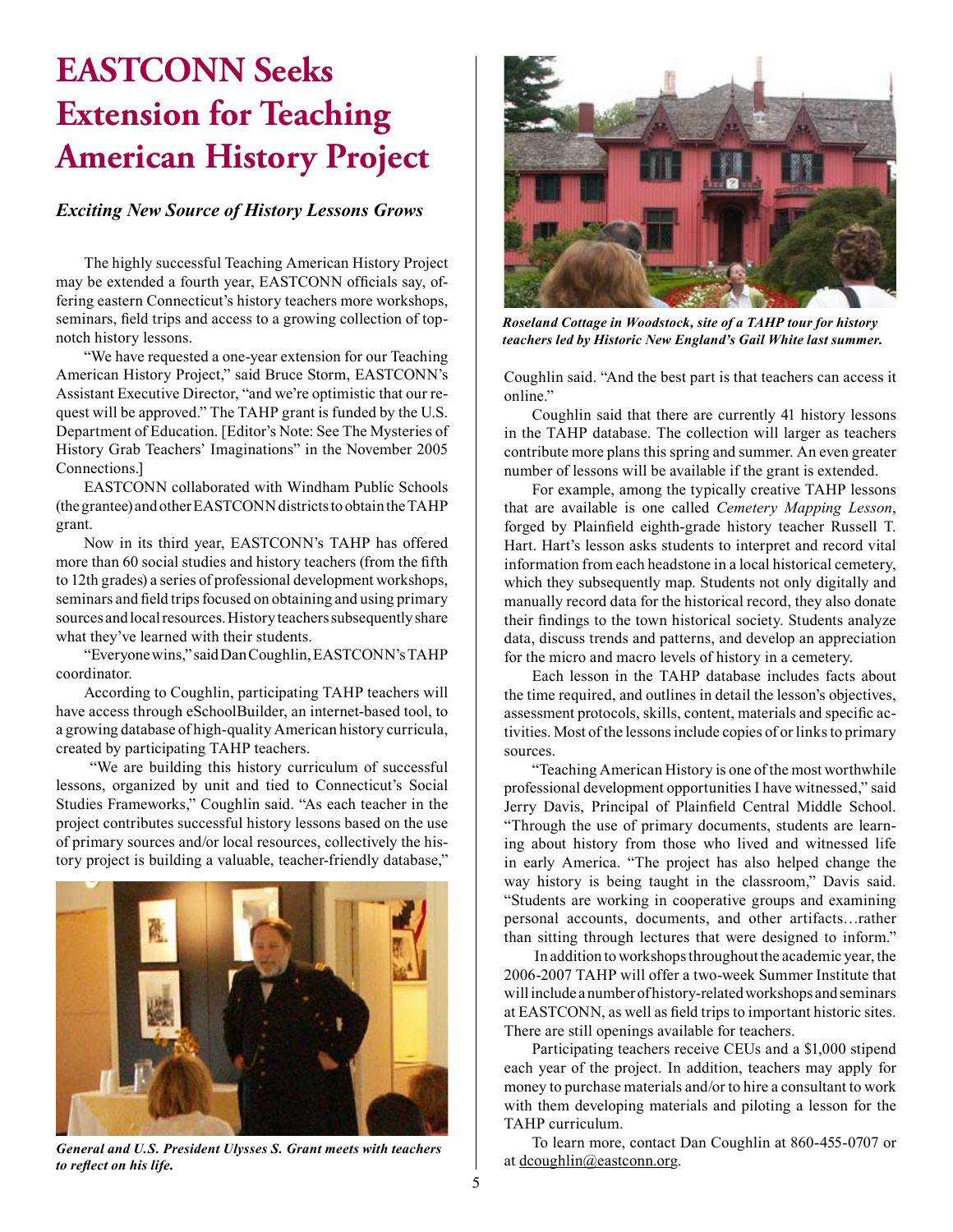# EASTCONN Seeks Extension for Teaching American History Project

### *Exciting New Source of History Lessons Grows*

The highly successful Teaching American History Project may be extended a fourth year, EASTCONN officials say, offering eastern Connecticut's history teachers more workshops, seminars, field trips and access to a growing collection of top-notch history lessons.

"We have requested a one-year extension for our Teaching American History Project," said Bruce Storm, EASTCONN's Assistant Executive Director, "and we're optimistic that our request will be approved." The TAHP grant is funded by the U.S. Department of Education. [Editor's Note: See The Mysteries of History Grab Teachers' Imaginations" in the November 2005 Connections.]

EASTCONN collaborated with Windham Public Schools (the grantee) and other EASTCONN districts to obtain the TAHP grant.

Now in its third year, EASTCONN's TAHP has offered more than 60 social studies and history teachers (from the fifth to 12th grades) a series of professional development workshops, seminars and field trips focused on obtaining and using primary sources and local resources. History teachers subsequently share what they've learned with their students.

"Everyone wins," said Dan Coughlin, EASTCONN's TAHP coordinator.

According to Coughlin, participating TAHP teachers will have access through eSchoolBuilder, an internet-based tool, to a growing database of high-quality American history curricula, created by participating TAHP teachers.

"We are building this history curriculum of successful lessons, organized by unit and tied to Connecticut's Social Studies Frameworks," Coughlin said. "As each teacher in the project contributes successful history lessons based on the use of primary sources and/or local resources, collectively the history project is building a valuable, teacher-friendly database," Coughlin said. "And the best part is that teachers can access it online."

***General and U.S. President Ulysses S. Grant meets with teachers to reflect on his life.***

***Roseland Cottage in Woodstock, site of a TAHP tour for history teachers led by Historic New England's Gail White last summer.***

Coughlin said that there are currently 41 history lessons in the TAHP database. The collection will larger as teachers contribute more plans this spring and summer. An even greater number of lessons will be available if the grant is extended.

For example, among the typically creative TAHP lessons that are available is one called *Cemetery Mapping Lesson*, forged by Plainfield eighth-grade history teacher Russell T. Hart. Hart's lesson asks students to interpret and record vital information from each headstone in a local historical cemetery, which they subsequently map. Students not only digitally and manually record data for the historical record, they also donate their findings to the town historical society. Students analyze data, discuss trends and patterns, and develop an appreciation for the micro and macro levels of history in a cemetery.

Each lesson in the TAHP database includes facts about the time required, and outlines in detail the lesson's objectives, assessment protocols, skills, content, materials and specific activities. Most of the lessons include copies of or links to primary sources.

"Teaching American History is one of the most worthwhile professional development opportunities I have witnessed," said Jerry Davis, Principal of Plainfield Central Middle School. "Through the use of primary documents, students are learning about history from those who lived and witnessed life in early America. "The project has also helped change the way history is being taught in the classroom," Davis said. "Students are working in cooperative groups and examining personal accounts, documents, and other artifacts…rather than sitting through lectures that were designed to inform."

In addition to workshops throughout the academic year, the 2006-2007 TAHP will offer a two-week Summer Institute that will include a number of history-related workshops and seminars at EASTCONN, as well as field trips to important historic sites. There are still openings available for teachers.

Participating teachers receive CEUs and a $1,000 stipend each year of the project. In addition, teachers may apply for money to purchase materials and/or to hire a consultant to work with them developing materials and piloting a lesson for the TAHP curriculum.

To learn more, contact Dan Coughlin at 860-455-0707 or at dcoughlin@eastconn.org.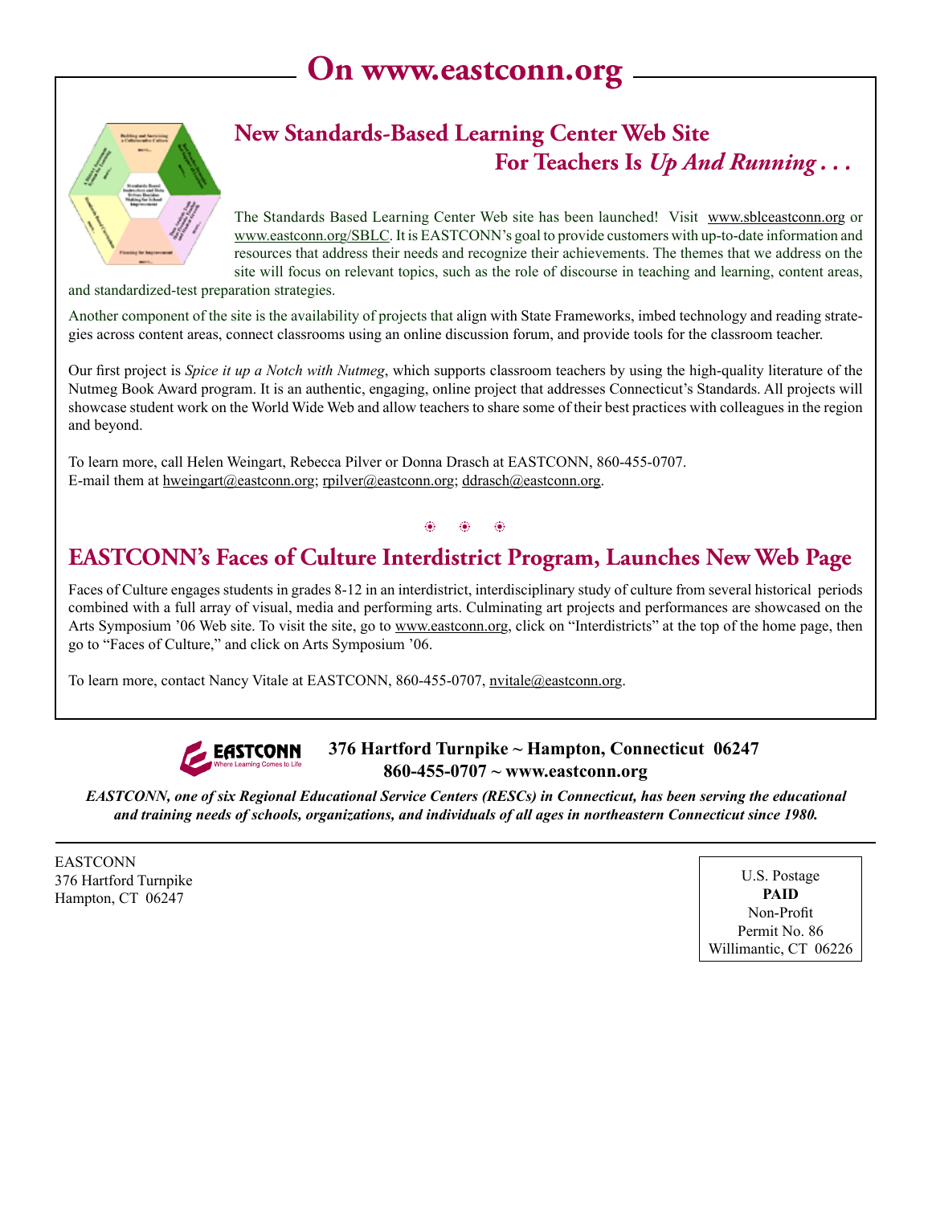# On www.eastconn.org

## New Standards-Based Learning Center Web Site For Teachers Is *Up And Running . . .*

The Standards Based Learning Center Web site has been launched! Visit www.sblceastconn.org or www.eastconn.org/SBLC. It is EASTCONN's goal to provide customers with up-to-date information and resources that address their needs and recognize their achievements. The themes that we address on the site will focus on relevant topics, such as the role of discourse in teaching and learning, content areas, and standardized-test preparation strategies.

Another component of the site is the availability of projects that align with State Frameworks, imbed technology and reading strategies across content areas, connect classrooms using an online discussion forum, and provide tools for the classroom teacher.

Our first project is *Spice it up a Notch with Nutmeg*, which supports classroom teachers by using the high-quality literature of the Nutmeg Book Award program. It is an authentic, engaging, online project that addresses Connecticut's Standards. All projects will showcase student work on the World Wide Web and allow teachers to share some of their best practices with colleagues in the region and beyond.

To learn more, call Helen Weingart, Rebecca Pilver or Donna Drasch at EASTCONN, 860-455-0707.
E-mail them at hweingart@eastconn.org; rpilver@eastconn.org; ddrasch@eastconn.org.

## EASTCONN's Faces of Culture Interdistrict Program, Launches New Web Page

Faces of Culture engages students in grades 8-12 in an interdistrict, interdisciplinary study of culture from several historical periods combined with a full array of visual, media and performing arts. Culminating art projects and performances are showcased on the Arts Symposium '06 Web site. To visit the site, go to www.eastconn.org, click on "Interdistricts" at the top of the home page, then go to "Faces of Culture," and click on Arts Symposium '06.

To learn more, contact Nancy Vitale at EASTCONN, 860-455-0707, nvitale@eastconn.org.

**EASTCONN** Where Learning Comes to Life

**376 Hartford Turnpike ~ Hampton, Connecticut 06247**
**860-455-0707 ~ www.eastconn.org**

***EASTCONN, one of six Regional Educational Service Centers (RESCs) in Connecticut, has been serving the educational and training needs of schools, organizations, and individuals of all ages in northeastern Connecticut since 1980.***

EASTCONN
376 Hartford Turnpike
Hampton, CT 06247

U.S. Postage
**PAID**
Non-Profit
Permit No. 86
Willimantic, CT 06226